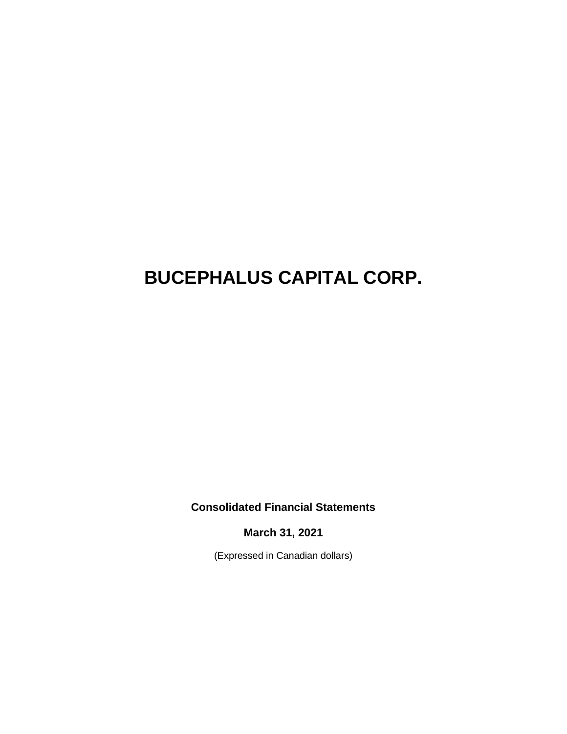# BUCEPHALUS CAPITAL CORP.

**Consolidated Financial Statements**

**March 31, 2021**

(Expressed in Canadian dollars)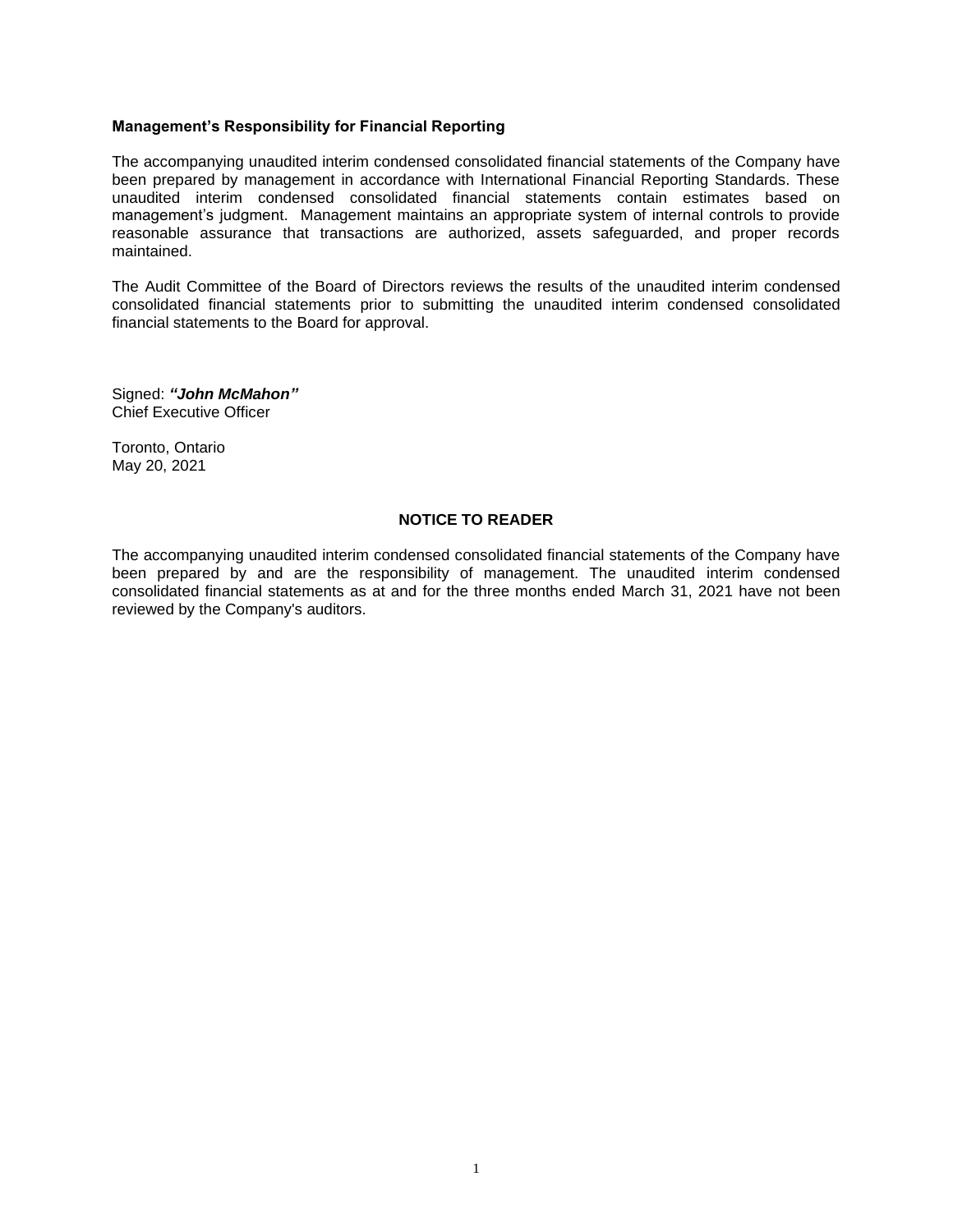**Management's Responsibility for Financial Reporting**

The accompanying unaudited interim condensed consolidated financial statements of the Company have been prepared by management in accordance with International Financial Reporting Standards. These unaudited interim condensed consolidated financial statements contain estimates based on management's judgment. Management maintains an appropriate system of internal controls to provide reasonable assurance that transactions are authorized, assets safeguarded, and proper records maintained.

The Audit Committee of the Board of Directors reviews the results of the unaudited interim condensed consolidated financial statements prior to submitting the unaudited interim condensed consolidated financial statements to the Board for approval.

Signed: ***"John McMahon"***
Chief Executive Officer

Toronto, Ontario
May 20, 2021

**NOTICE TO READER**

The accompanying unaudited interim condensed consolidated financial statements of the Company have been prepared by and are the responsibility of management. The unaudited interim condensed consolidated financial statements as at and for the three months ended March 31, 2021 have not been reviewed by the Company's auditors.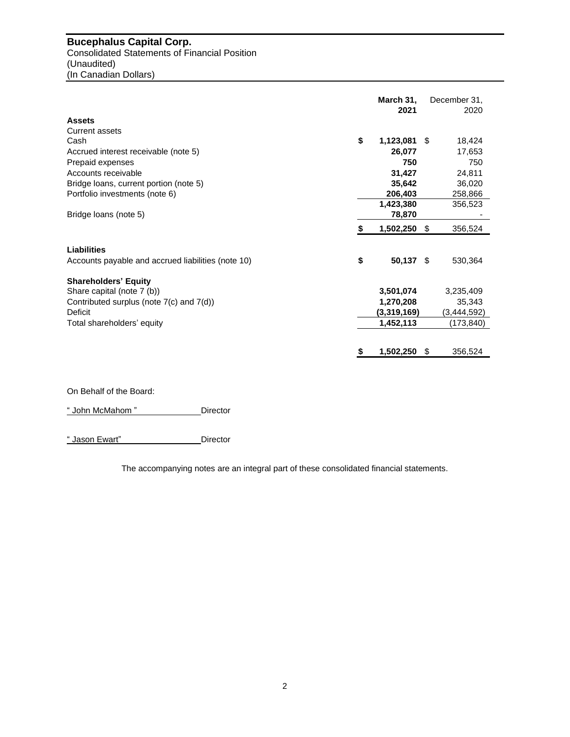**Bucephalus Capital Corp.**
Consolidated Statements of Financial Position
(Unaudited)
(In Canadian Dollars)

| | March 31, 2021 | December 31, 2020 |
|---|---|---|
| **Assets** | | |
| Current assets | | |
| Cash | $ 1,123,081 | $ 18,424 |
| Accrued interest receivable (note 5) | 26,077 | 17,653 |
| Prepaid expenses | 750 | 750 |
| Accounts receivable | 31,427 | 24,811 |
| Bridge loans, current portion (note 5) | 35,642 | 36,020 |
| Portfolio investments (note 6) | 206,403 | 258,866 |
| | 1,423,380 | 356,523 |
| Bridge loans (note 5) | 78,870 | - |
| | $ 1,502,250 | $ 356,524 |
| **Liabilities** | | |
| Accounts payable and accrued liabilities (note 10) | $ 50,137 | $ 530,364 |
| **Shareholders' Equity** | | |
| Share capital (note 7 (b)) | 3,501,074 | 3,235,409 |
| Contributed surplus (note 7(c) and 7(d)) | 1,270,208 | 35,343 |
| Deficit | (3,319,169) | (3,444,592) |
| Total shareholders' equity | 1,452,113 | (173,840) |
| | $ 1,502,250 | $ 356,524 |

On Behalf of the Board:

" John McMahom " Director

" Jason Ewart" Director

The accompanying notes are an integral part of these consolidated financial statements.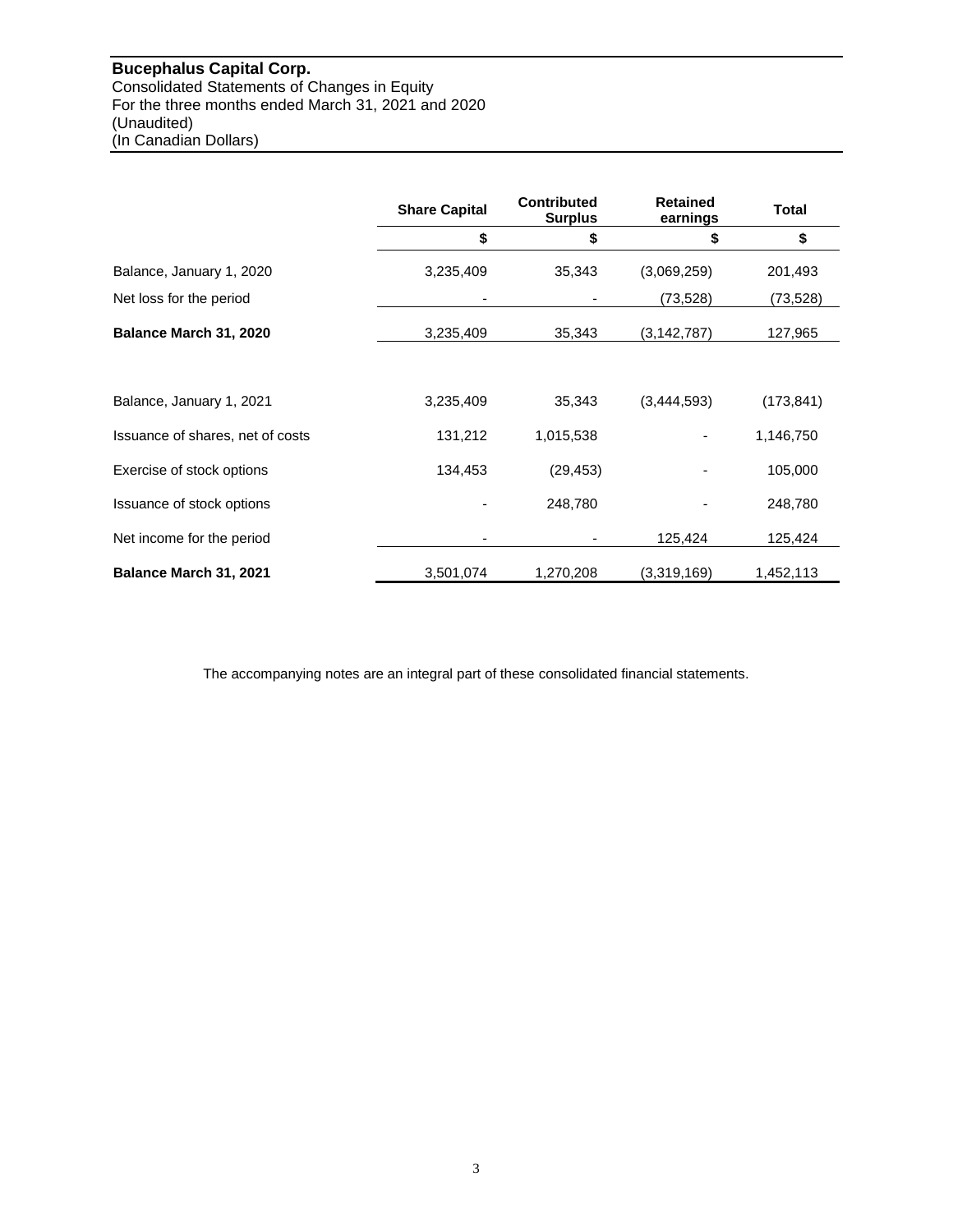**Bucephalus Capital Corp.**
Consolidated Statements of Changes in Equity
For the three months ended March 31, 2021 and 2020
(Unaudited)
(In Canadian Dollars)

| | Share Capital | Contributed Surplus | Retained earnings | Total |
|---|---|---|---|---|
| | $ | $ | $ | $ |
| Balance, January 1, 2020 | 3,235,409 | 35,343 | (3,069,259) | 201,493 |
| Net loss for the period | - | - | (73,528) | (73,528) |
| **Balance March 31, 2020** | 3,235,409 | 35,343 | (3,142,787) | 127,965 |
| | | | | |
| Balance, January 1, 2021 | 3,235,409 | 35,343 | (3,444,593) | (173,841) |
| Issuance of shares, net of costs | 131,212 | 1,015,538 | - | 1,146,750 |
| Exercise of stock options | 134,453 | (29,453) | - | 105,000 |
| Issuance of stock options | - | 248,780 | - | 248,780 |
| Net income for the period | - | - | 125,424 | 125,424 |
| **Balance March 31, 2021** | 3,501,074 | 1,270,208 | (3,319,169) | 1,452,113 |

The accompanying notes are an integral part of these consolidated financial statements.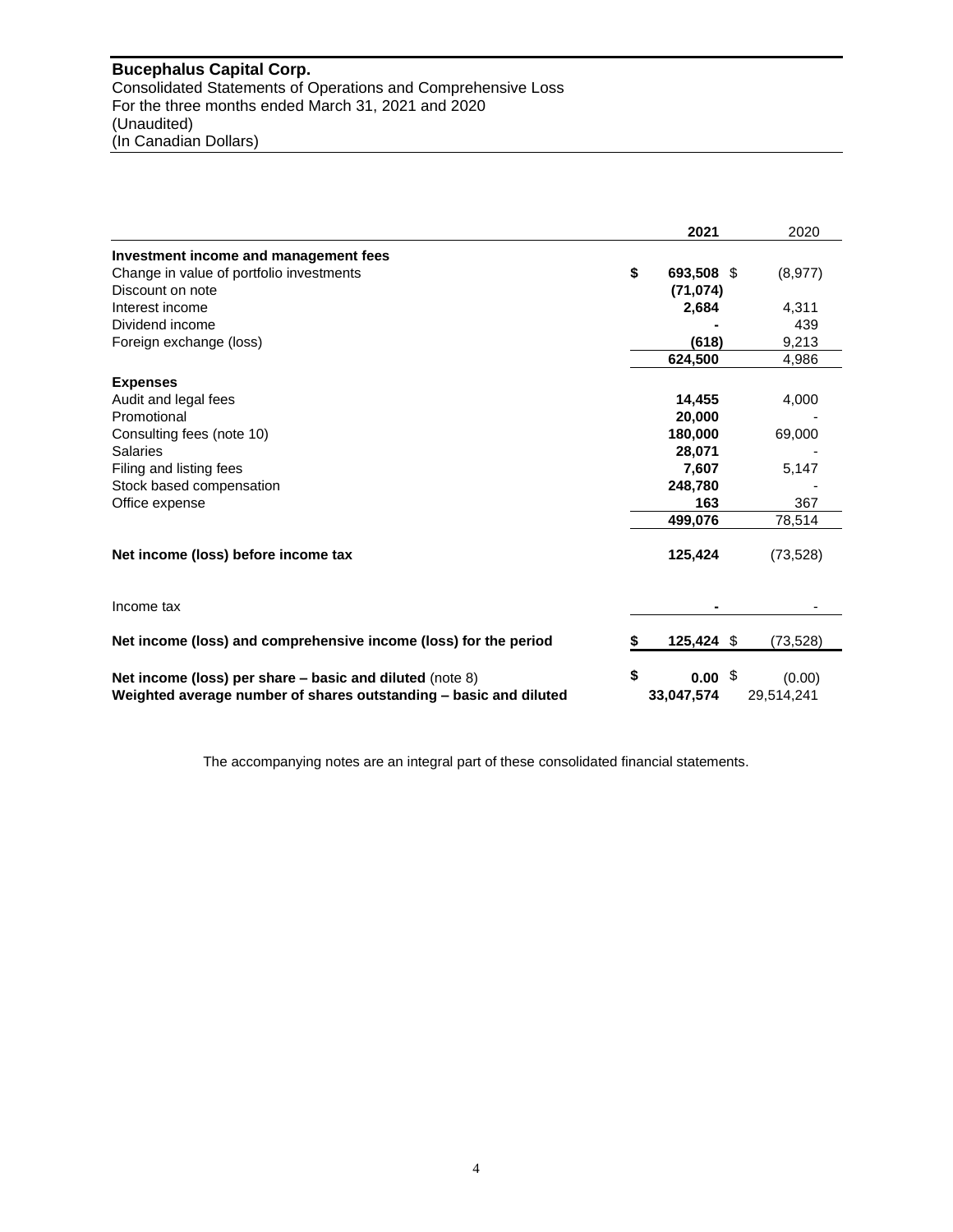**Bucephalus Capital Corp.**
Consolidated Statements of Operations and Comprehensive Loss
For the three months ended March 31, 2021 and 2020
(Unaudited)
(In Canadian Dollars)

| | **2021** | 2020 |
|---|---|---|
| **Investment income and management fees** | | |
| Change in value of portfolio investments | **$ 693,508** | $ (8,977) |
| Discount on note | **(71,074)** | |
| Interest income | **2,684** | 4,311 |
| Dividend income | **-** | 439 |
| Foreign exchange (loss) | **(618)** | 9,213 |
| | **624,500** | 4,986 |
| **Expenses** | | |
| Audit and legal fees | **14,455** | 4,000 |
| Promotional | **20,000** | - |
| Consulting fees (note 10) | **180,000** | 69,000 |
| Salaries | **28,071** | - |
| Filing and listing fees | **7,607** | 5,147 |
| Stock based compensation | **248,780** | - |
| Office expense | **163** | 367 |
| | **499,076** | 78,514 |
| **Net income (loss) before income tax** | **125,424** | (73,528) |
| Income tax | **-** | - |
| **Net income (loss) and comprehensive income (loss) for the period** | **$ 125,424** | $ (73,528) |
| **Net income (loss) per share – basic and diluted** (note 8) | **$ 0.00** | $ (0.00) |
| **Weighted average number of shares outstanding – basic and diluted** | **33,047,574** | 29,514,241 |

The accompanying notes are an integral part of these consolidated financial statements.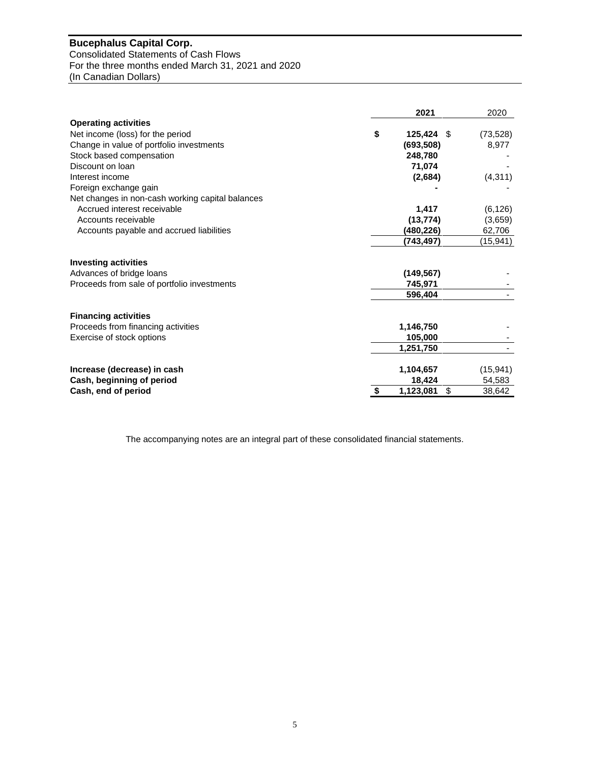**Bucephalus Capital Corp.**
Consolidated Statements of Cash Flows
For the three months ended March 31, 2021 and 2020
(In Canadian Dollars)

| | 2021 | 2020 |
|---|---|---|
| **Operating activities** | | |
| Net income (loss) for the period | $ 125,424 | $ (73,528) |
| Change in value of portfolio investments | (693,508) | 8,977 |
| Stock based compensation | 248,780 | - |
| Discount on loan | 71,074 | - |
| Interest income | (2,684) | (4,311) |
| Foreign exchange gain | - | - |
| Net changes in non-cash working capital balances | | |
| Accrued interest receivable | 1,417 | (6,126) |
| Accounts receivable | (13,774) | (3,659) |
| Accounts payable and accrued liabilities | (480,226) | 62,706 |
| | (743,497) | (15,941) |
| **Investing activities** | | |
| Advances of bridge loans | (149,567) | - |
| Proceeds from sale of portfolio investments | 745,971 | - |
| | 596,404 | - |
| **Financing activities** | | |
| Proceeds from financing activities | 1,146,750 | - |
| Exercise of stock options | 105,000 | - |
| | 1,251,750 | - |
| **Increase (decrease) in cash** | 1,104,657 | (15,941) |
| **Cash, beginning of period** | 18,424 | 54,583 |
| **Cash, end of period** | $ 1,123,081 | $ 38,642 |

The accompanying notes are an integral part of these consolidated financial statements.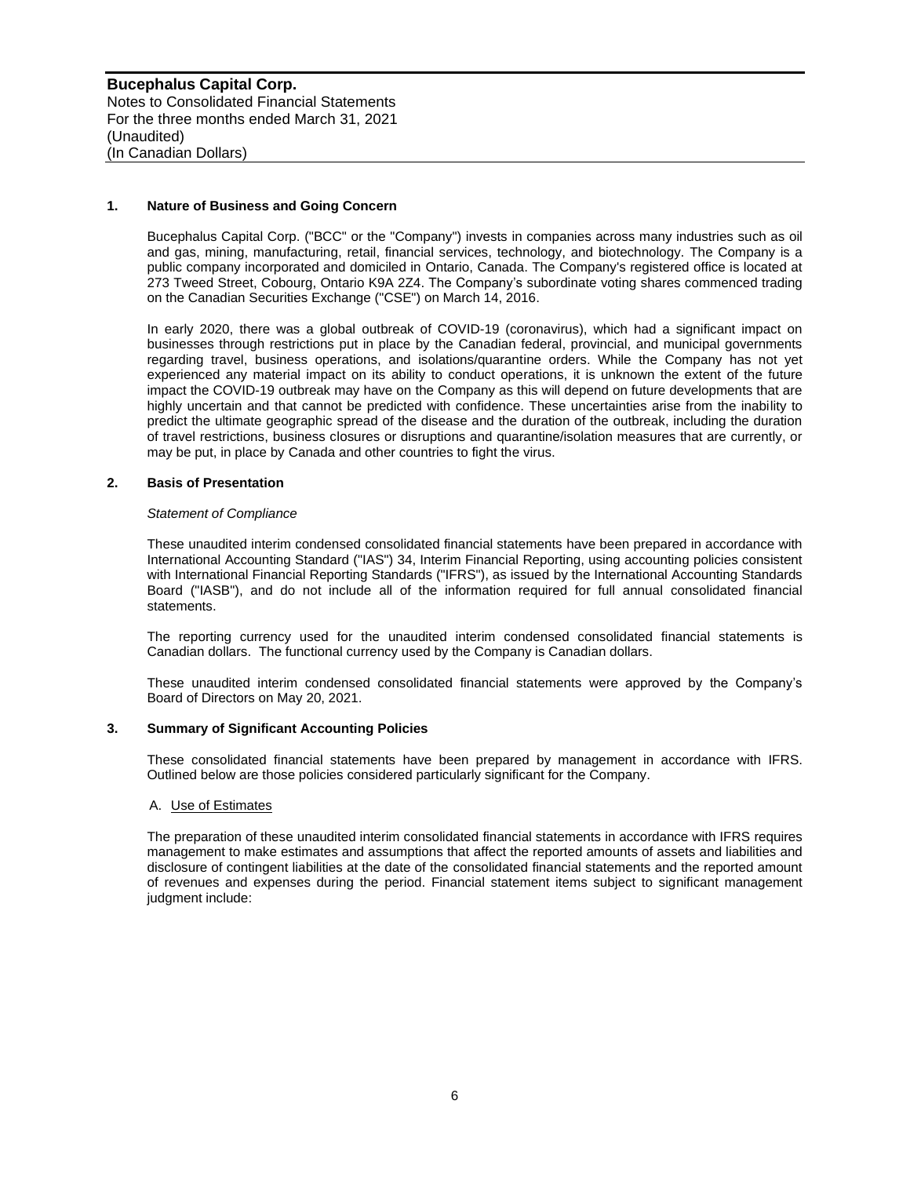## 1. Nature of Business and Going Concern

Bucephalus Capital Corp. ("BCC" or the "Company") invests in companies across many industries such as oil and gas, mining, manufacturing, retail, financial services, technology, and biotechnology. The Company is a public company incorporated and domiciled in Ontario, Canada. The Company's registered office is located at 273 Tweed Street, Cobourg, Ontario K9A 2Z4. The Company's subordinate voting shares commenced trading on the Canadian Securities Exchange ("CSE") on March 14, 2016.

In early 2020, there was a global outbreak of COVID-19 (coronavirus), which had a significant impact on businesses through restrictions put in place by the Canadian federal, provincial, and municipal governments regarding travel, business operations, and isolations/quarantine orders. While the Company has not yet experienced any material impact on its ability to conduct operations, it is unknown the extent of the future impact the COVID-19 outbreak may have on the Company as this will depend on future developments that are highly uncertain and that cannot be predicted with confidence. These uncertainties arise from the inability to predict the ultimate geographic spread of the disease and the duration of the outbreak, including the duration of travel restrictions, business closures or disruptions and quarantine/isolation measures that are currently, or may be put, in place by Canada and other countries to fight the virus.

## 2. Basis of Presentation

*Statement of Compliance*

These unaudited interim condensed consolidated financial statements have been prepared in accordance with International Accounting Standard ("IAS") 34, Interim Financial Reporting, using accounting policies consistent with International Financial Reporting Standards ("IFRS"), as issued by the International Accounting Standards Board ("IASB"), and do not include all of the information required for full annual consolidated financial statements.

The reporting currency used for the unaudited interim condensed consolidated financial statements is Canadian dollars. The functional currency used by the Company is Canadian dollars.

These unaudited interim condensed consolidated financial statements were approved by the Company's Board of Directors on May 20, 2021.

## 3. Summary of Significant Accounting Policies

These consolidated financial statements have been prepared by management in accordance with IFRS. Outlined below are those policies considered particularly significant for the Company.

A. Use of Estimates

The preparation of these unaudited interim consolidated financial statements in accordance with IFRS requires management to make estimates and assumptions that affect the reported amounts of assets and liabilities and disclosure of contingent liabilities at the date of the consolidated financial statements and the reported amount of revenues and expenses during the period. Financial statement items subject to significant management judgment include: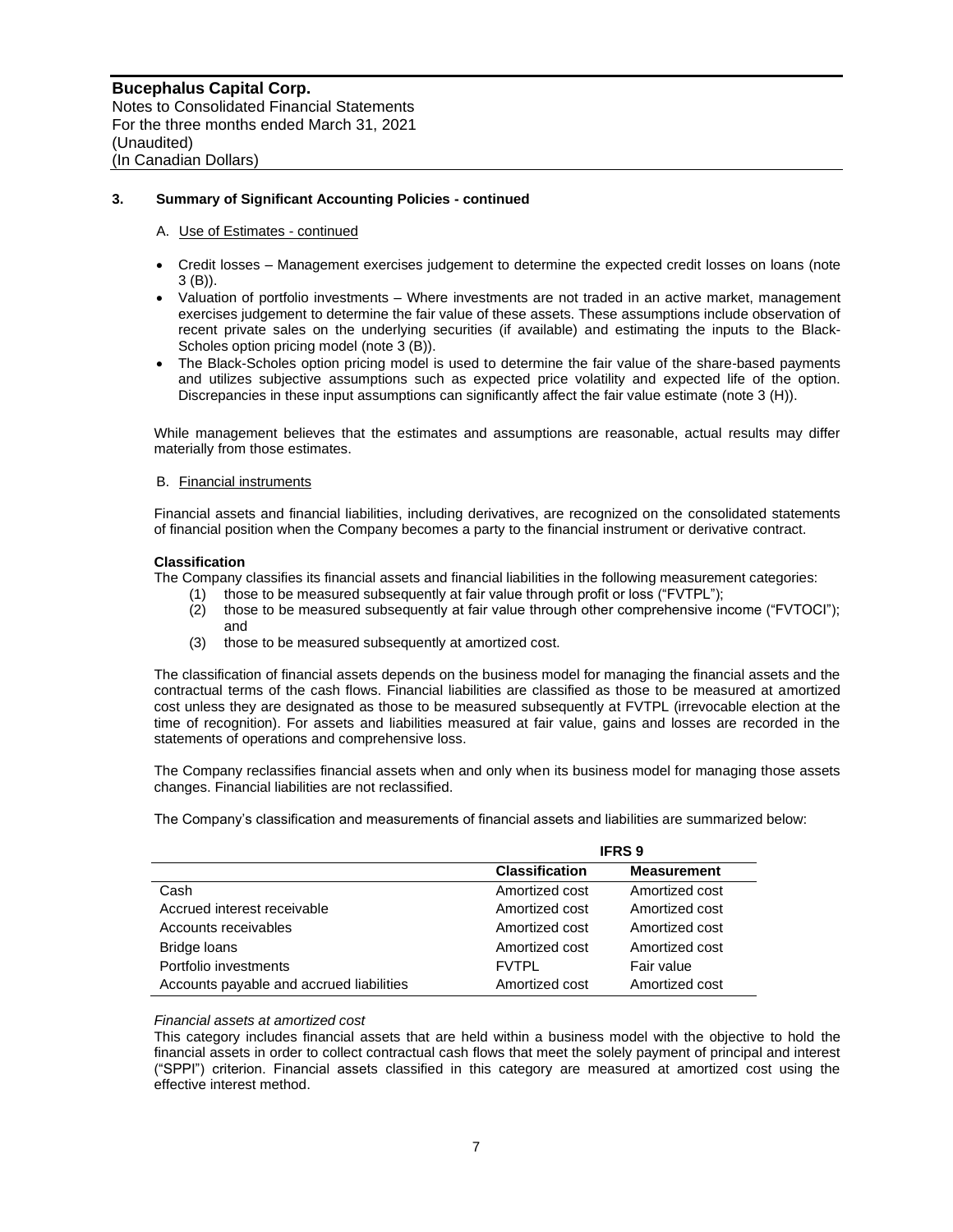### 3. Summary of Significant Accounting Policies - continued

A. Use of Estimates - continued

- Credit losses – Management exercises judgement to determine the expected credit losses on loans (note 3 (B)).
- Valuation of portfolio investments – Where investments are not traded in an active market, management exercises judgement to determine the fair value of these assets. These assumptions include observation of recent private sales on the underlying securities (if available) and estimating the inputs to the Black-Scholes option pricing model (note 3 (B)).
- The Black-Scholes option pricing model is used to determine the fair value of the share-based payments and utilizes subjective assumptions such as expected price volatility and expected life of the option. Discrepancies in these input assumptions can significantly affect the fair value estimate (note 3 (H)).

While management believes that the estimates and assumptions are reasonable, actual results may differ materially from those estimates.

B. Financial instruments

Financial assets and financial liabilities, including derivatives, are recognized on the consolidated statements of financial position when the Company becomes a party to the financial instrument or derivative contract.

**Classification**

The Company classifies its financial assets and financial liabilities in the following measurement categories:

(1) those to be measured subsequently at fair value through profit or loss ("FVTPL");
(2) those to be measured subsequently at fair value through other comprehensive income ("FVTOCI"); and
(3) those to be measured subsequently at amortized cost.

The classification of financial assets depends on the business model for managing the financial assets and the contractual terms of the cash flows. Financial liabilities are classified as those to be measured at amortized cost unless they are designated as those to be measured subsequently at FVTPL (irrevocable election at the time of recognition). For assets and liabilities measured at fair value, gains and losses are recorded in the statements of operations and comprehensive loss.

The Company reclassifies financial assets when and only when its business model for managing those assets changes. Financial liabilities are not reclassified.

The Company's classification and measurements of financial assets and liabilities are summarized below:

| | IFRS 9 | |
|---|---|---|
| | **Classification** | **Measurement** |
| Cash | Amortized cost | Amortized cost |
| Accrued interest receivable | Amortized cost | Amortized cost |
| Accounts receivables | Amortized cost | Amortized cost |
| Bridge loans | Amortized cost | Amortized cost |
| Portfolio investments | FVTPL | Fair value |
| Accounts payable and accrued liabilities | Amortized cost | Amortized cost |

*Financial assets at amortized cost*

This category includes financial assets that are held within a business model with the objective to hold the financial assets in order to collect contractual cash flows that meet the solely payment of principal and interest ("SPPI") criterion. Financial assets classified in this category are measured at amortized cost using the effective interest method.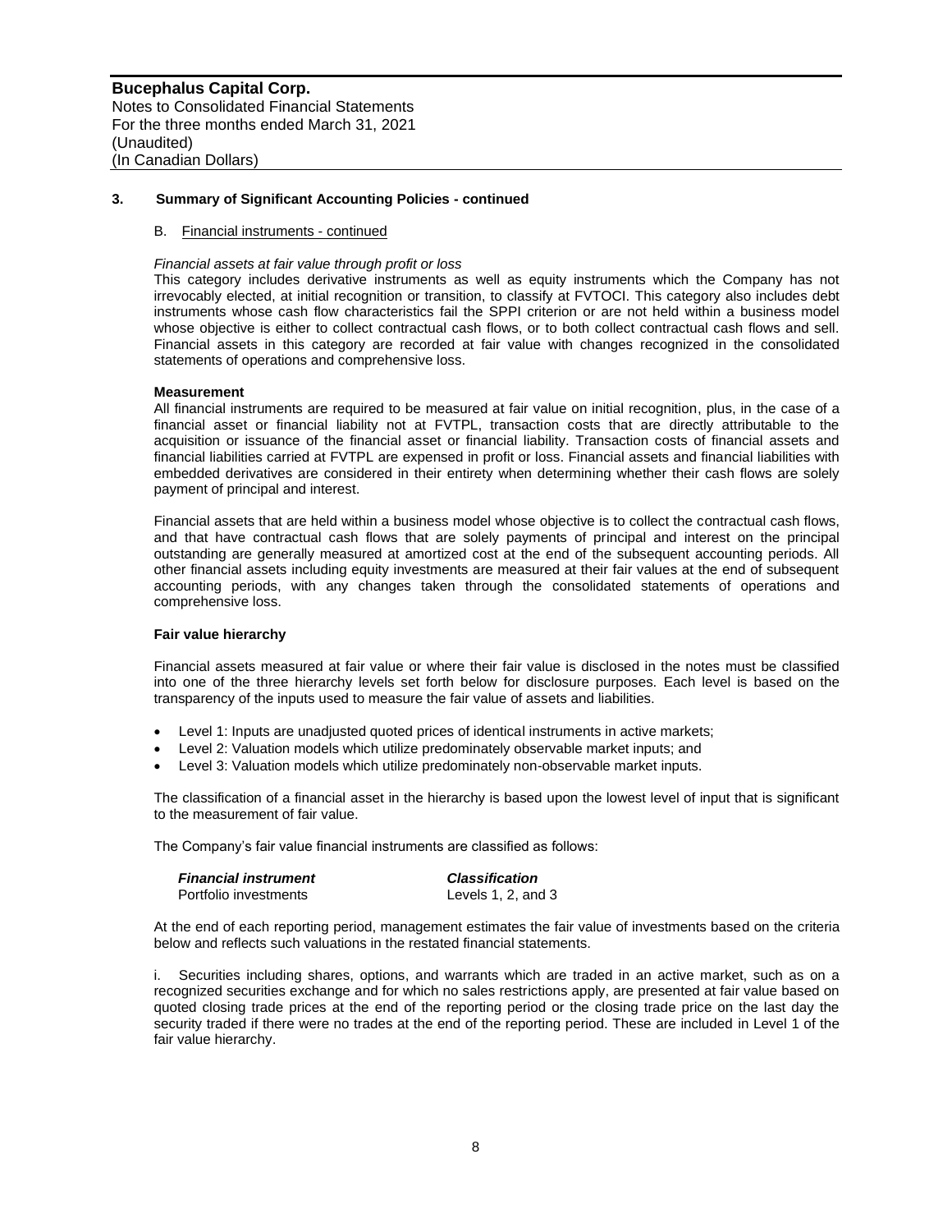## 3. Summary of Significant Accounting Policies - continued

### B. Financial instruments - continued

*Financial assets at fair value through profit or loss*

This category includes derivative instruments as well as equity instruments which the Company has not irrevocably elected, at initial recognition or transition, to classify at FVTOCI. This category also includes debt instruments whose cash flow characteristics fail the SPPI criterion or are not held within a business model whose objective is either to collect contractual cash flows, or to both collect contractual cash flows and sell. Financial assets in this category are recorded at fair value with changes recognized in the consolidated statements of operations and comprehensive loss.

**Measurement**

All financial instruments are required to be measured at fair value on initial recognition, plus, in the case of a financial asset or financial liability not at FVTPL, transaction costs that are directly attributable to the acquisition or issuance of the financial asset or financial liability. Transaction costs of financial assets and financial liabilities carried at FVTPL are expensed in profit or loss. Financial assets and financial liabilities with embedded derivatives are considered in their entirety when determining whether their cash flows are solely payment of principal and interest.

Financial assets that are held within a business model whose objective is to collect the contractual cash flows, and that have contractual cash flows that are solely payments of principal and interest on the principal outstanding are generally measured at amortized cost at the end of the subsequent accounting periods. All other financial assets including equity investments are measured at their fair values at the end of subsequent accounting periods, with any changes taken through the consolidated statements of operations and comprehensive loss.

**Fair value hierarchy**

Financial assets measured at fair value or where their fair value is disclosed in the notes must be classified into one of the three hierarchy levels set forth below for disclosure purposes. Each level is based on the transparency of the inputs used to measure the fair value of assets and liabilities.

- Level 1: Inputs are unadjusted quoted prices of identical instruments in active markets;
- Level 2: Valuation models which utilize predominately observable market inputs; and
- Level 3: Valuation models which utilize predominately non-observable market inputs.

The classification of a financial asset in the hierarchy is based upon the lowest level of input that is significant to the measurement of fair value.

The Company's fair value financial instruments are classified as follows:

| ***Financial instrument*** | ***Classification*** |
|---|---|
| Portfolio investments | Levels 1, 2, and 3 |

At the end of each reporting period, management estimates the fair value of investments based on the criteria below and reflects such valuations in the restated financial statements.

i. Securities including shares, options, and warrants which are traded in an active market, such as on a recognized securities exchange and for which no sales restrictions apply, are presented at fair value based on quoted closing trade prices at the end of the reporting period or the closing trade price on the last day the security traded if there were no trades at the end of the reporting period. These are included in Level 1 of the fair value hierarchy.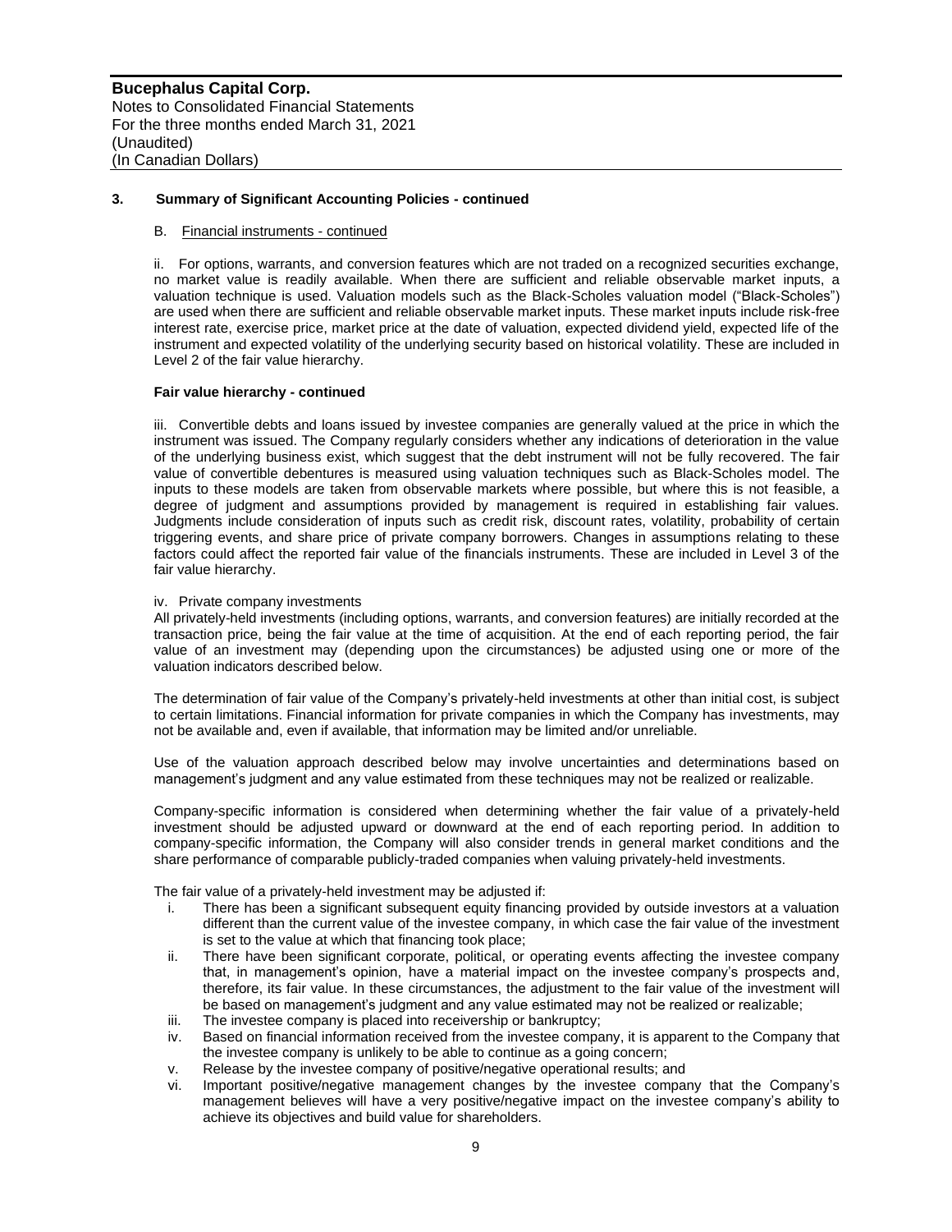### 3. Summary of Significant Accounting Policies - continued

B. Financial instruments - continued

ii. For options, warrants, and conversion features which are not traded on a recognized securities exchange, no market value is readily available. When there are sufficient and reliable observable market inputs, a valuation technique is used. Valuation models such as the Black-Scholes valuation model ("Black-Scholes") are used when there are sufficient and reliable observable market inputs. These market inputs include risk-free interest rate, exercise price, market price at the date of valuation, expected dividend yield, expected life of the instrument and expected volatility of the underlying security based on historical volatility. These are included in Level 2 of the fair value hierarchy.

**Fair value hierarchy - continued**

iii. Convertible debts and loans issued by investee companies are generally valued at the price in which the instrument was issued. The Company regularly considers whether any indications of deterioration in the value of the underlying business exist, which suggest that the debt instrument will not be fully recovered. The fair value of convertible debentures is measured using valuation techniques such as Black-Scholes model. The inputs to these models are taken from observable markets where possible, but where this is not feasible, a degree of judgment and assumptions provided by management is required in establishing fair values. Judgments include consideration of inputs such as credit risk, discount rates, volatility, probability of certain triggering events, and share price of private company borrowers. Changes in assumptions relating to these factors could affect the reported fair value of the financials instruments. These are included in Level 3 of the fair value hierarchy.

iv. Private company investments

All privately-held investments (including options, warrants, and conversion features) are initially recorded at the transaction price, being the fair value at the time of acquisition. At the end of each reporting period, the fair value of an investment may (depending upon the circumstances) be adjusted using one or more of the valuation indicators described below.

The determination of fair value of the Company's privately-held investments at other than initial cost, is subject to certain limitations. Financial information for private companies in which the Company has investments, may not be available and, even if available, that information may be limited and/or unreliable.

Use of the valuation approach described below may involve uncertainties and determinations based on management's judgment and any value estimated from these techniques may not be realized or realizable.

Company-specific information is considered when determining whether the fair value of a privately-held investment should be adjusted upward or downward at the end of each reporting period. In addition to company-specific information, the Company will also consider trends in general market conditions and the share performance of comparable publicly-traded companies when valuing privately-held investments.

The fair value of a privately-held investment may be adjusted if:

i. There has been a significant subsequent equity financing provided by outside investors at a valuation different than the current value of the investee company, in which case the fair value of the investment is set to the value at which that financing took place;
ii. There have been significant corporate, political, or operating events affecting the investee company that, in management's opinion, have a material impact on the investee company's prospects and, therefore, its fair value. In these circumstances, the adjustment to the fair value of the investment will be based on management's judgment and any value estimated may not be realized or realizable;
iii. The investee company is placed into receivership or bankruptcy;
iv. Based on financial information received from the investee company, it is apparent to the Company that the investee company is unlikely to be able to continue as a going concern;
v. Release by the investee company of positive/negative operational results; and
vi. Important positive/negative management changes by the investee company that the Company's management believes will have a very positive/negative impact on the investee company's ability to achieve its objectives and build value for shareholders.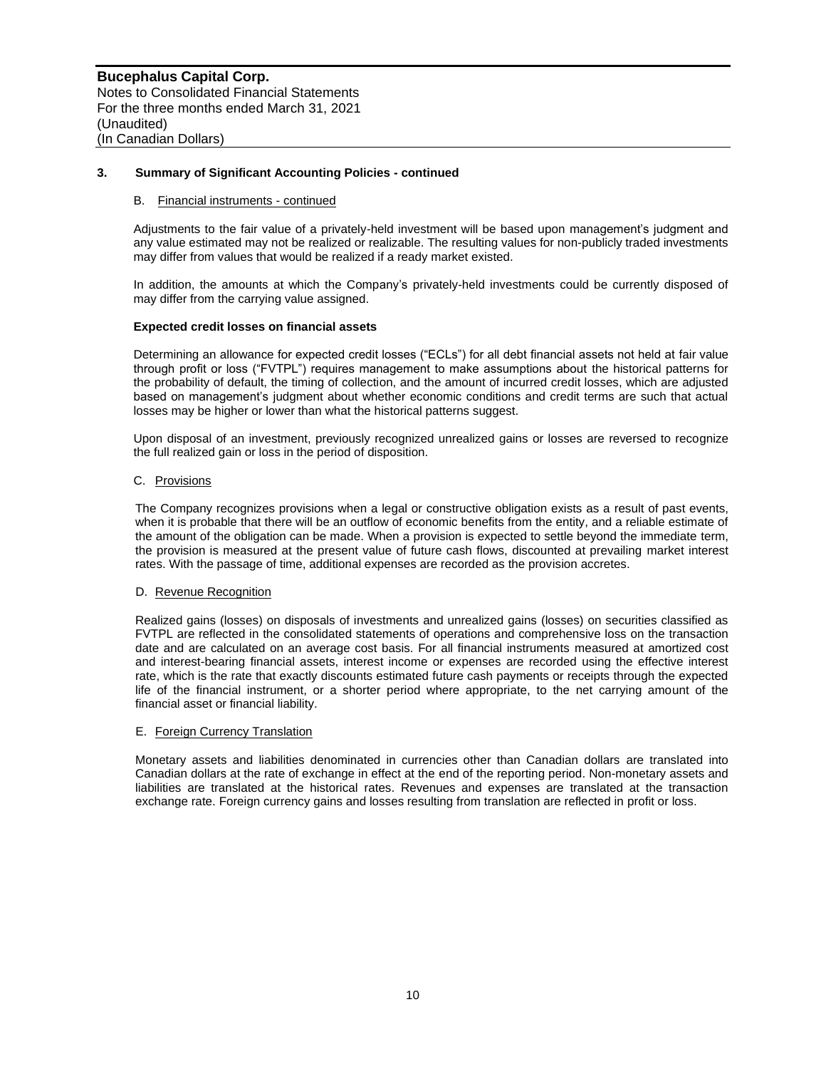## 3. Summary of Significant Accounting Policies - continued

### B. Financial instruments - continued

Adjustments to the fair value of a privately-held investment will be based upon management's judgment and any value estimated may not be realized or realizable. The resulting values for non-publicly traded investments may differ from values that would be realized if a ready market existed.

In addition, the amounts at which the Company's privately-held investments could be currently disposed of may differ from the carrying value assigned.

**Expected credit losses on financial assets**

Determining an allowance for expected credit losses ("ECLs") for all debt financial assets not held at fair value through profit or loss ("FVTPL") requires management to make assumptions about the historical patterns for the probability of default, the timing of collection, and the amount of incurred credit losses, which are adjusted based on management's judgment about whether economic conditions and credit terms are such that actual losses may be higher or lower than what the historical patterns suggest.

Upon disposal of an investment, previously recognized unrealized gains or losses are reversed to recognize the full realized gain or loss in the period of disposition.

### C. Provisions

The Company recognizes provisions when a legal or constructive obligation exists as a result of past events, when it is probable that there will be an outflow of economic benefits from the entity, and a reliable estimate of the amount of the obligation can be made. When a provision is expected to settle beyond the immediate term, the provision is measured at the present value of future cash flows, discounted at prevailing market interest rates. With the passage of time, additional expenses are recorded as the provision accretes.

### D. Revenue Recognition

Realized gains (losses) on disposals of investments and unrealized gains (losses) on securities classified as FVTPL are reflected in the consolidated statements of operations and comprehensive loss on the transaction date and are calculated on an average cost basis. For all financial instruments measured at amortized cost and interest-bearing financial assets, interest income or expenses are recorded using the effective interest rate, which is the rate that exactly discounts estimated future cash payments or receipts through the expected life of the financial instrument, or a shorter period where appropriate, to the net carrying amount of the financial asset or financial liability.

### E. Foreign Currency Translation

Monetary assets and liabilities denominated in currencies other than Canadian dollars are translated into Canadian dollars at the rate of exchange in effect at the end of the reporting period. Non-monetary assets and liabilities are translated at the historical rates. Revenues and expenses are translated at the transaction exchange rate. Foreign currency gains and losses resulting from translation are reflected in profit or loss.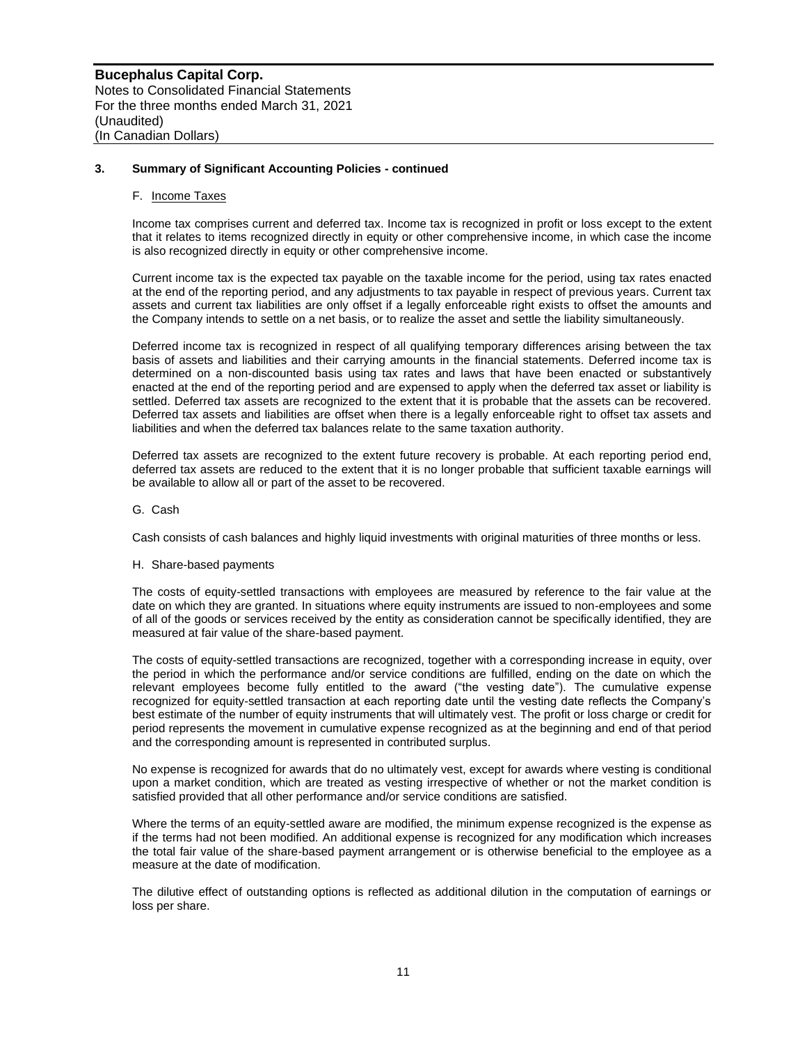## 3. Summary of Significant Accounting Policies - continued

### F. Income Taxes

Income tax comprises current and deferred tax. Income tax is recognized in profit or loss except to the extent that it relates to items recognized directly in equity or other comprehensive income, in which case the income is also recognized directly in equity or other comprehensive income.

Current income tax is the expected tax payable on the taxable income for the period, using tax rates enacted at the end of the reporting period, and any adjustments to tax payable in respect of previous years. Current tax assets and current tax liabilities are only offset if a legally enforceable right exists to offset the amounts and the Company intends to settle on a net basis, or to realize the asset and settle the liability simultaneously.

Deferred income tax is recognized in respect of all qualifying temporary differences arising between the tax basis of assets and liabilities and their carrying amounts in the financial statements. Deferred income tax is determined on a non-discounted basis using tax rates and laws that have been enacted or substantively enacted at the end of the reporting period and are expensed to apply when the deferred tax asset or liability is settled. Deferred tax assets are recognized to the extent that it is probable that the assets can be recovered. Deferred tax assets and liabilities are offset when there is a legally enforceable right to offset tax assets and liabilities and when the deferred tax balances relate to the same taxation authority.

Deferred tax assets are recognized to the extent future recovery is probable. At each reporting period end, deferred tax assets are reduced to the extent that it is no longer probable that sufficient taxable earnings will be available to allow all or part of the asset to be recovered.

### G. Cash

Cash consists of cash balances and highly liquid investments with original maturities of three months or less.

### H. Share-based payments

The costs of equity-settled transactions with employees are measured by reference to the fair value at the date on which they are granted. In situations where equity instruments are issued to non-employees and some of all of the goods or services received by the entity as consideration cannot be specifically identified, they are measured at fair value of the share-based payment.

The costs of equity-settled transactions are recognized, together with a corresponding increase in equity, over the period in which the performance and/or service conditions are fulfilled, ending on the date on which the relevant employees become fully entitled to the award ("the vesting date"). The cumulative expense recognized for equity-settled transaction at each reporting date until the vesting date reflects the Company's best estimate of the number of equity instruments that will ultimately vest. The profit or loss charge or credit for period represents the movement in cumulative expense recognized as at the beginning and end of that period and the corresponding amount is represented in contributed surplus.

No expense is recognized for awards that do no ultimately vest, except for awards where vesting is conditional upon a market condition, which are treated as vesting irrespective of whether or not the market condition is satisfied provided that all other performance and/or service conditions are satisfied.

Where the terms of an equity-settled aware are modified, the minimum expense recognized is the expense as if the terms had not been modified. An additional expense is recognized for any modification which increases the total fair value of the share-based payment arrangement or is otherwise beneficial to the employee as a measure at the date of modification.

The dilutive effect of outstanding options is reflected as additional dilution in the computation of earnings or loss per share.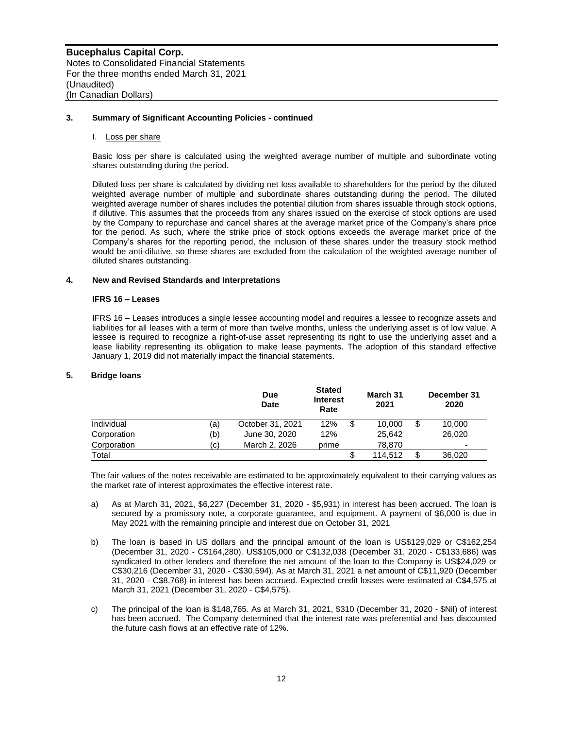## 3. Summary of Significant Accounting Policies - continued

### l. Loss per share

Basic loss per share is calculated using the weighted average number of multiple and subordinate voting shares outstanding during the period.

Diluted loss per share is calculated by dividing net loss available to shareholders for the period by the diluted weighted average number of multiple and subordinate shares outstanding during the period. The diluted weighted average number of shares includes the potential dilution from shares issuable through stock options, if dilutive. This assumes that the proceeds from any shares issued on the exercise of stock options are used by the Company to repurchase and cancel shares at the average market price of the Company's share price for the period. As such, where the strike price of stock options exceeds the average market price of the Company's shares for the reporting period, the inclusion of these shares under the treasury stock method would be anti-dilutive, so these shares are excluded from the calculation of the weighted average number of diluted shares outstanding.

## 4. New and Revised Standards and Interpretations

### IFRS 16 – Leases

IFRS 16 – Leases introduces a single lessee accounting model and requires a lessee to recognize assets and liabilities for all leases with a term of more than twelve months, unless the underlying asset is of low value. A lessee is required to recognize a right-of-use asset representing its right to use the underlying asset and a lease liability representing its obligation to make lease payments. The adoption of this standard effective January 1, 2019 did not materially impact the financial statements.

## 5. Bridge loans

| | | Due Date | Stated Interest Rate | March 31 2021 | December 31 2020 |
|---|---|---|---|---|---|
| Individual | (a) | October 31, 2021 | 12% | $ 10,000 | $ 10,000 |
| Corporation | (b) | June 30, 2020 | 12% | 25,642 | 26,020 |
| Corporation | (c) | March 2, 2026 | prime | 78,870 | - |
| Total | | | | $ 114,512 | $ 36,020 |

The fair values of the notes receivable are estimated to be approximately equivalent to their carrying values as the market rate of interest approximates the effective interest rate.

a) As at March 31, 2021, $6,227 (December 31, 2020 - $5,931) in interest has been accrued. The loan is secured by a promissory note, a corporate guarantee, and equipment. A payment of $6,000 is due in May 2021 with the remaining principle and interest due on October 31, 2021

b) The loan is based in US dollars and the principal amount of the loan is US$129,029 or C$162,254 (December 31, 2020 - C$164,280). US$105,000 or C$132,038 (December 31, 2020 - C$133,686) was syndicated to other lenders and therefore the net amount of the loan to the Company is US$24,029 or C$30,216 (December 31, 2020 - C$30,594). As at March 31, 2021 a net amount of C$11,920 (December 31, 2020 - C$8,768) in interest has been accrued. Expected credit losses were estimated at C$4,575 at March 31, 2021 (December 31, 2020 - C$4,575).

c) The principal of the loan is $148,765. As at March 31, 2021, $310 (December 31, 2020 - $Nil) of interest has been accrued. The Company determined that the interest rate was preferential and has discounted the future cash flows at an effective rate of 12%.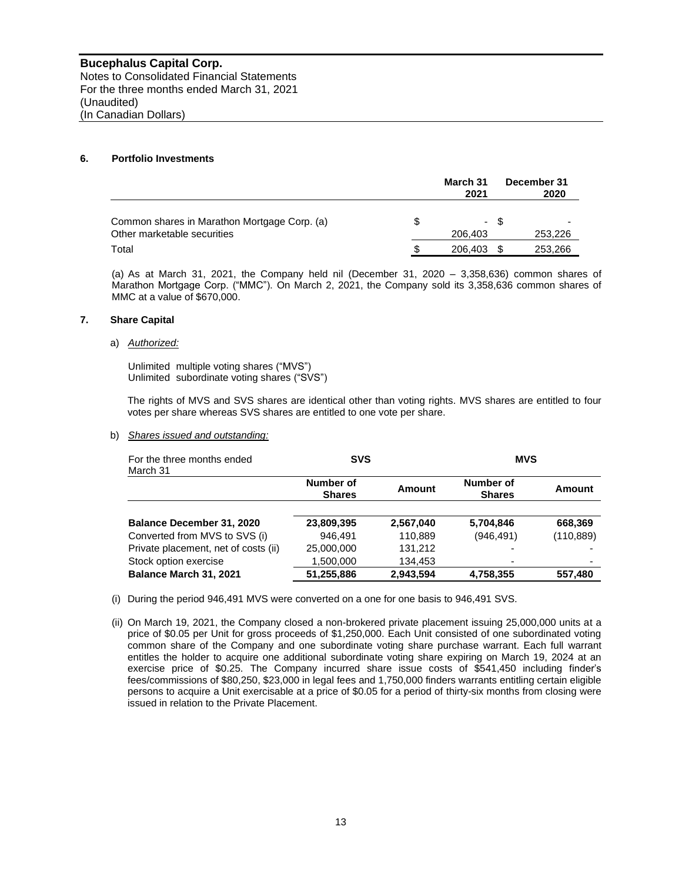# Bucephalus Capital Corp.

Notes to Consolidated Financial Statements
For the three months ended March 31, 2021
(Unaudited)
(In Canadian Dollars)

## 6. Portfolio Investments

| | | March 31 2021 | | December 31 2020 |
|---|---|---|---|---|
| Common shares in Marathon Mortgage Corp. (a) | $ | - | $ | - |
| Other marketable securities | | 206,403 | | 253,226 |
| Total | $ | 206,403 | $ | 253,266 |

(a) As at March 31, 2021, the Company held nil (December 31, 2020 – 3,358,636) common shares of Marathon Mortgage Corp. ("MMC"). On March 2, 2021, the Company sold its 3,358,636 common shares of MMC at a value of $670,000.

## 7. Share Capital

a) *Authorized:*

Unlimited multiple voting shares ("MVS")
Unlimited subordinate voting shares ("SVS")

The rights of MVS and SVS shares are identical other than voting rights. MVS shares are entitled to four votes per share whereas SVS shares are entitled to one vote per share.

b) *Shares issued and outstanding:*

| For the three months ended March 31 | SVS | | MVS | |
|---|---|---|---|---|
| | Number of Shares | Amount | Number of Shares | Amount |
| **Balance December 31, 2020** | **23,809,395** | **2,567,040** | **5,704,846** | **668,369** |
| Converted from MVS to SVS (i) | 946,491 | 110,889 | (946,491) | (110,889) |
| Private placement, net of costs (ii) | 25,000,000 | 131,212 | - | - |
| Stock option exercise | 1,500,000 | 134,453 | - | - |
| **Balance March 31, 2021** | **51,255,886** | **2,943,594** | **4,758,355** | **557,480** |

(i) During the period 946,491 MVS were converted on a one for one basis to 946,491 SVS.

(ii) On March 19, 2021, the Company closed a non-brokered private placement issuing 25,000,000 units at a price of $0.05 per Unit for gross proceeds of $1,250,000. Each Unit consisted of one subordinated voting common share of the Company and one subordinate voting share purchase warrant. Each full warrant entitles the holder to acquire one additional subordinate voting share expiring on March 19, 2024 at an exercise price of $0.25. The Company incurred share issue costs of $541,450 including finder's fees/commissions of $80,250, $23,000 in legal fees and 1,750,000 finders warrants entitling certain eligible persons to acquire a Unit exercisable at a price of $0.05 for a period of thirty-six months from closing were issued in relation to the Private Placement.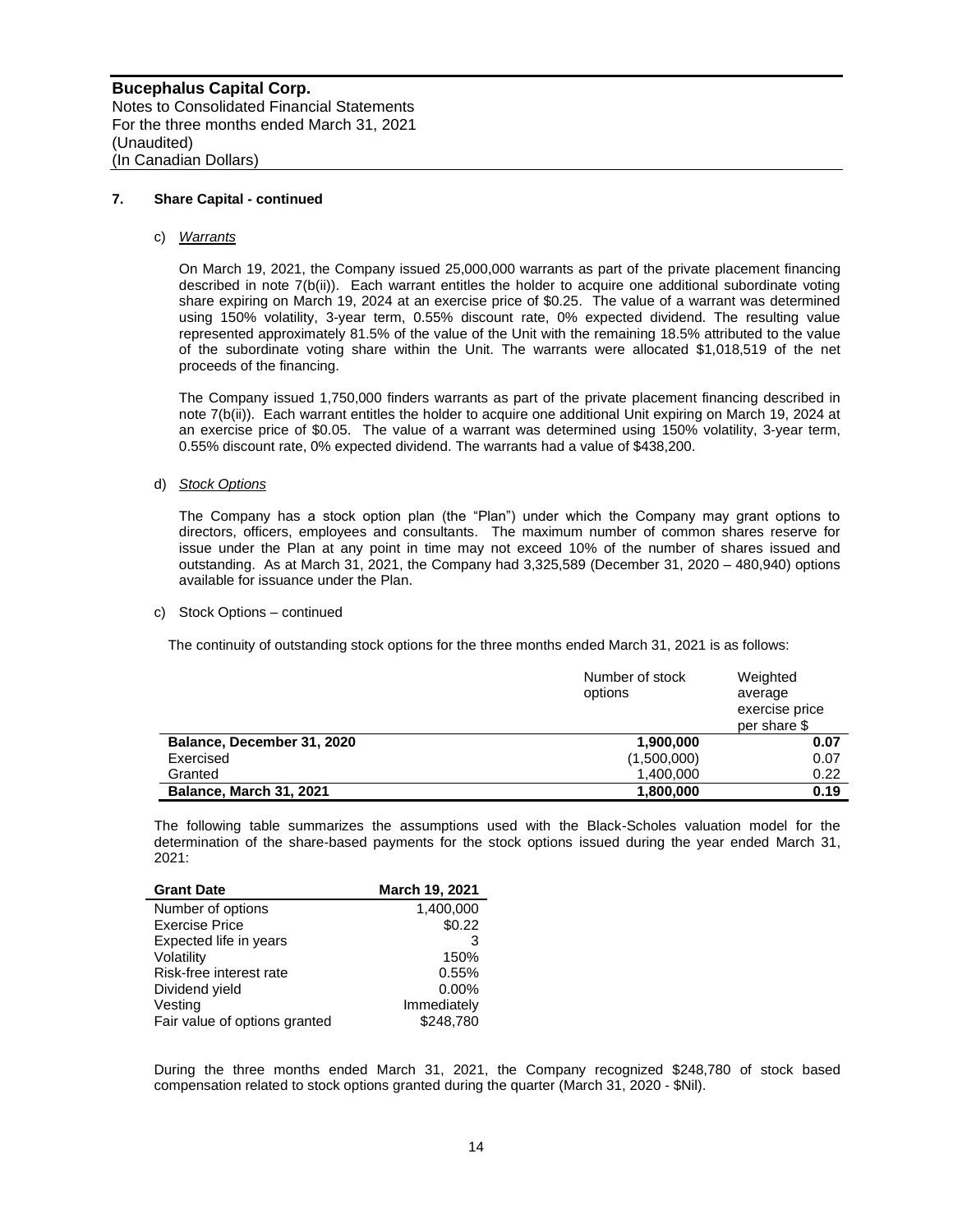**Bucephalus Capital Corp.**
Notes to Consolidated Financial Statements
For the three months ended March 31, 2021
(Unaudited)
(In Canadian Dollars)

**7. Share Capital - continued**

c) *Warrants*

On March 19, 2021, the Company issued 25,000,000 warrants as part of the private placement financing described in note 7(b(ii)). Each warrant entitles the holder to acquire one additional subordinate voting share expiring on March 19, 2024 at an exercise price of $0.25. The value of a warrant was determined using 150% volatility, 3-year term, 0.55% discount rate, 0% expected dividend. The resulting value represented approximately 81.5% of the value of the Unit with the remaining 18.5% attributed to the value of the subordinate voting share within the Unit. The warrants were allocated $1,018,519 of the net proceeds of the financing.

The Company issued 1,750,000 finders warrants as part of the private placement financing described in note 7(b(ii)). Each warrant entitles the holder to acquire one additional Unit expiring on March 19, 2024 at an exercise price of $0.05. The value of a warrant was determined using 150% volatility, 3-year term, 0.55% discount rate, 0% expected dividend. The warrants had a value of $438,200.

d) *Stock Options*

The Company has a stock option plan (the "Plan") under which the Company may grant options to directors, officers, employees and consultants. The maximum number of common shares reserve for issue under the Plan at any point in time may not exceed 10% of the number of shares issued and outstanding. As at March 31, 2021, the Company had 3,325,589 (December 31, 2020 – 480,940) options available for issuance under the Plan.

c) Stock Options – continued

The continuity of outstanding stock options for the three months ended March 31, 2021 is as follows:

| | Number of stock options | Weighted average exercise price per share $ |
|---|---|---|
| **Balance, December 31, 2020** | **1,900,000** | **0.07** |
| Exercised | (1,500,000) | 0.07 |
| Granted | 1,400,000 | 0.22 |
| **Balance, March 31, 2021** | **1,800,000** | **0.19** |

The following table summarizes the assumptions used with the Black-Scholes valuation model for the determination of the share-based payments for the stock options issued during the year ended March 31, 2021:

| Grant Date | March 19, 2021 |
|---|---|
| Number of options | 1,400,000 |
| Exercise Price | $0.22 |
| Expected life in years | 3 |
| Volatility | 150% |
| Risk-free interest rate | 0.55% |
| Dividend yield | 0.00% |
| Vesting | Immediately |
| Fair value of options granted | $248,780 |

During the three months ended March 31, 2021, the Company recognized $248,780 of stock based compensation related to stock options granted during the quarter (March 31, 2020 - $Nil).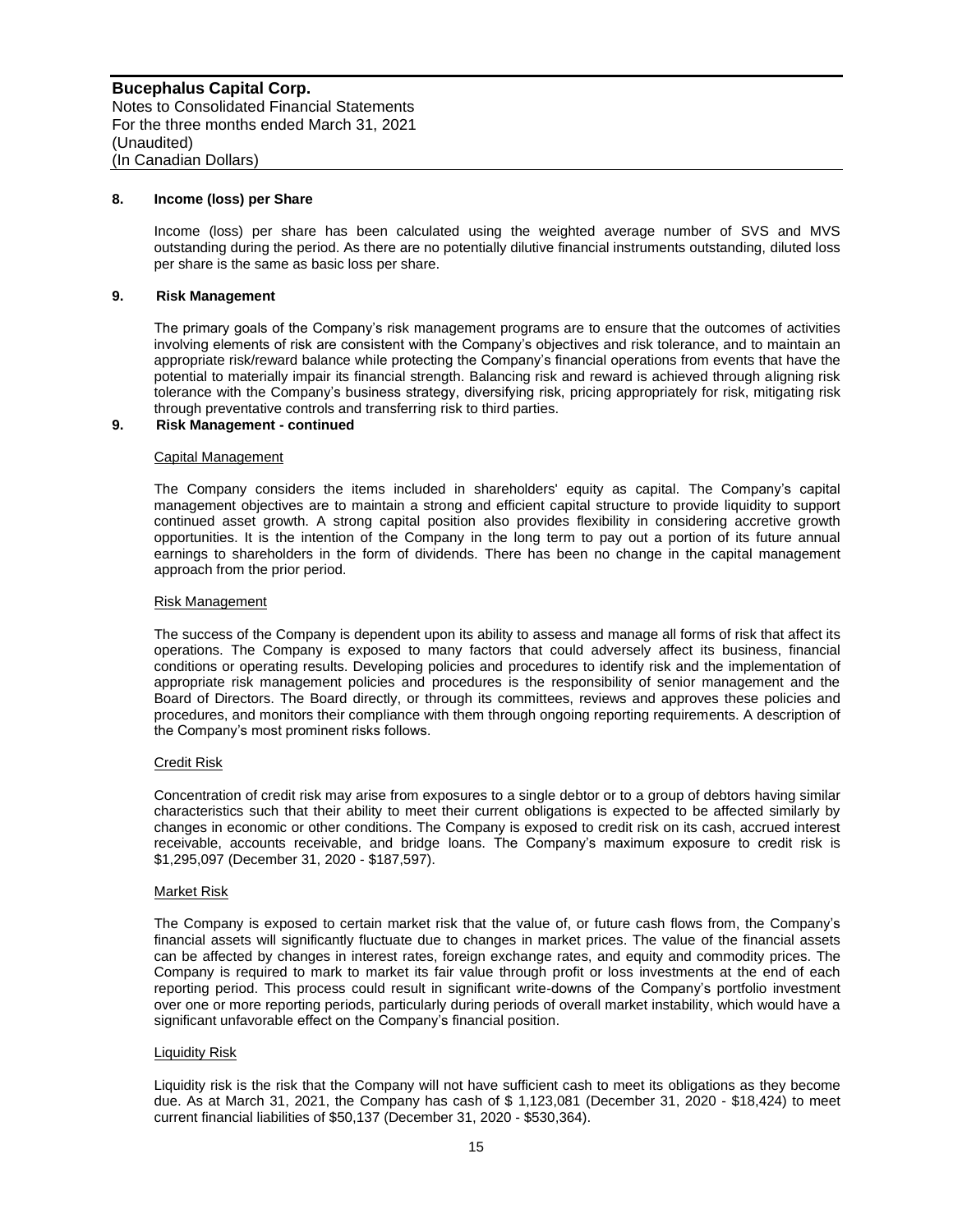## 8. Income (loss) per Share

Income (loss) per share has been calculated using the weighted average number of SVS and MVS outstanding during the period. As there are no potentially dilutive financial instruments outstanding, diluted loss per share is the same as basic loss per share.

## 9. Risk Management

The primary goals of the Company's risk management programs are to ensure that the outcomes of activities involving elements of risk are consistent with the Company's objectives and risk tolerance, and to maintain an appropriate risk/reward balance while protecting the Company's financial operations from events that have the potential to materially impair its financial strength. Balancing risk and reward is achieved through aligning risk tolerance with the Company's business strategy, diversifying risk, pricing appropriately for risk, mitigating risk through preventative controls and transferring risk to third parties.

## 9. Risk Management - continued

Capital Management

The Company considers the items included in shareholders' equity as capital. The Company's capital management objectives are to maintain a strong and efficient capital structure to provide liquidity to support continued asset growth. A strong capital position also provides flexibility in considering accretive growth opportunities. It is the intention of the Company in the long term to pay out a portion of its future annual earnings to shareholders in the form of dividends. There has been no change in the capital management approach from the prior period.

Risk Management

The success of the Company is dependent upon its ability to assess and manage all forms of risk that affect its operations. The Company is exposed to many factors that could adversely affect its business, financial conditions or operating results. Developing policies and procedures to identify risk and the implementation of appropriate risk management policies and procedures is the responsibility of senior management and the Board of Directors. The Board directly, or through its committees, reviews and approves these policies and procedures, and monitors their compliance with them through ongoing reporting requirements. A description of the Company's most prominent risks follows.

Credit Risk

Concentration of credit risk may arise from exposures to a single debtor or to a group of debtors having similar characteristics such that their ability to meet their current obligations is expected to be affected similarly by changes in economic or other conditions. The Company is exposed to credit risk on its cash, accrued interest receivable, accounts receivable, and bridge loans. The Company's maximum exposure to credit risk is $1,295,097 (December 31, 2020 - $187,597).

Market Risk

The Company is exposed to certain market risk that the value of, or future cash flows from, the Company's financial assets will significantly fluctuate due to changes in market prices. The value of the financial assets can be affected by changes in interest rates, foreign exchange rates, and equity and commodity prices. The Company is required to mark to market its fair value through profit or loss investments at the end of each reporting period. This process could result in significant write-downs of the Company's portfolio investment over one or more reporting periods, particularly during periods of overall market instability, which would have a significant unfavorable effect on the Company's financial position.

Liquidity Risk

Liquidity risk is the risk that the Company will not have sufficient cash to meet its obligations as they become due. As at March 31, 2021, the Company has cash of $ 1,123,081 (December 31, 2020 - $18,424) to meet current financial liabilities of $50,137 (December 31, 2020 - $530,364).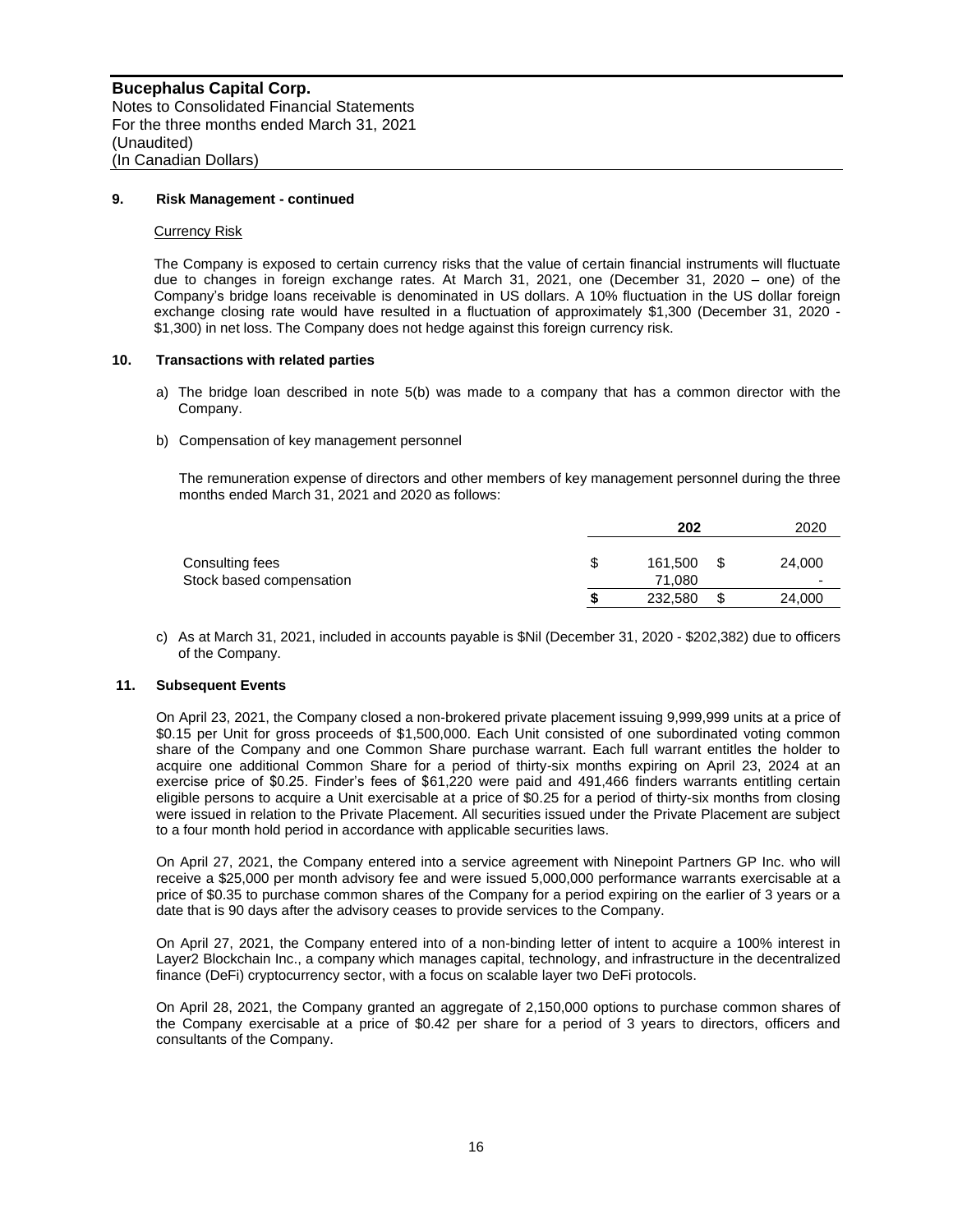**Bucephalus Capital Corp.**
Notes to Consolidated Financial Statements
For the three months ended March 31, 2021
(Unaudited)
(In Canadian Dollars)

**9. Risk Management - continued**

Currency Risk

The Company is exposed to certain currency risks that the value of certain financial instruments will fluctuate due to changes in foreign exchange rates. At March 31, 2021, one (December 31, 2020 – one) of the Company's bridge loans receivable is denominated in US dollars. A 10% fluctuation in the US dollar foreign exchange closing rate would have resulted in a fluctuation of approximately $1,300 (December 31, 2020 - $1,300) in net loss. The Company does not hedge against this foreign currency risk.

**10. Transactions with related parties**

a) The bridge loan described in note 5(b) was made to a company that has a common director with the Company.

b) Compensation of key management personnel

The remuneration expense of directors and other members of key management personnel during the three months ended March 31, 2021 and 2020 as follows:

| | | **202** | | 2020 |
|---|---|---|---|---|
| Consulting fees | $ | 161,500 | $ | 24,000 |
| Stock based compensation | | 71,080 | | - |
| | **$** | 232,580 | $ | 24,000 |

c) As at March 31, 2021, included in accounts payable is $Nil (December 31, 2020 - $202,382) due to officers of the Company.

**11. Subsequent Events**

On April 23, 2021, the Company closed a non-brokered private placement issuing 9,999,999 units at a price of $0.15 per Unit for gross proceeds of $1,500,000. Each Unit consisted of one subordinated voting common share of the Company and one Common Share purchase warrant. Each full warrant entitles the holder to acquire one additional Common Share for a period of thirty-six months expiring on April 23, 2024 at an exercise price of $0.25. Finder's fees of $61,220 were paid and 491,466 finders warrants entitling certain eligible persons to acquire a Unit exercisable at a price of $0.25 for a period of thirty-six months from closing were issued in relation to the Private Placement. All securities issued under the Private Placement are subject to a four month hold period in accordance with applicable securities laws.

On April 27, 2021, the Company entered into a service agreement with Ninepoint Partners GP Inc. who will receive a $25,000 per month advisory fee and were issued 5,000,000 performance warrants exercisable at a price of $0.35 to purchase common shares of the Company for a period expiring on the earlier of 3 years or a date that is 90 days after the advisory ceases to provide services to the Company.

On April 27, 2021, the Company entered into of a non-binding letter of intent to acquire a 100% interest in Layer2 Blockchain Inc., a company which manages capital, technology, and infrastructure in the decentralized finance (DeFi) cryptocurrency sector, with a focus on scalable layer two DeFi protocols.

On April 28, 2021, the Company granted an aggregate of 2,150,000 options to purchase common shares of the Company exercisable at a price of $0.42 per share for a period of 3 years to directors, officers and consultants of the Company.